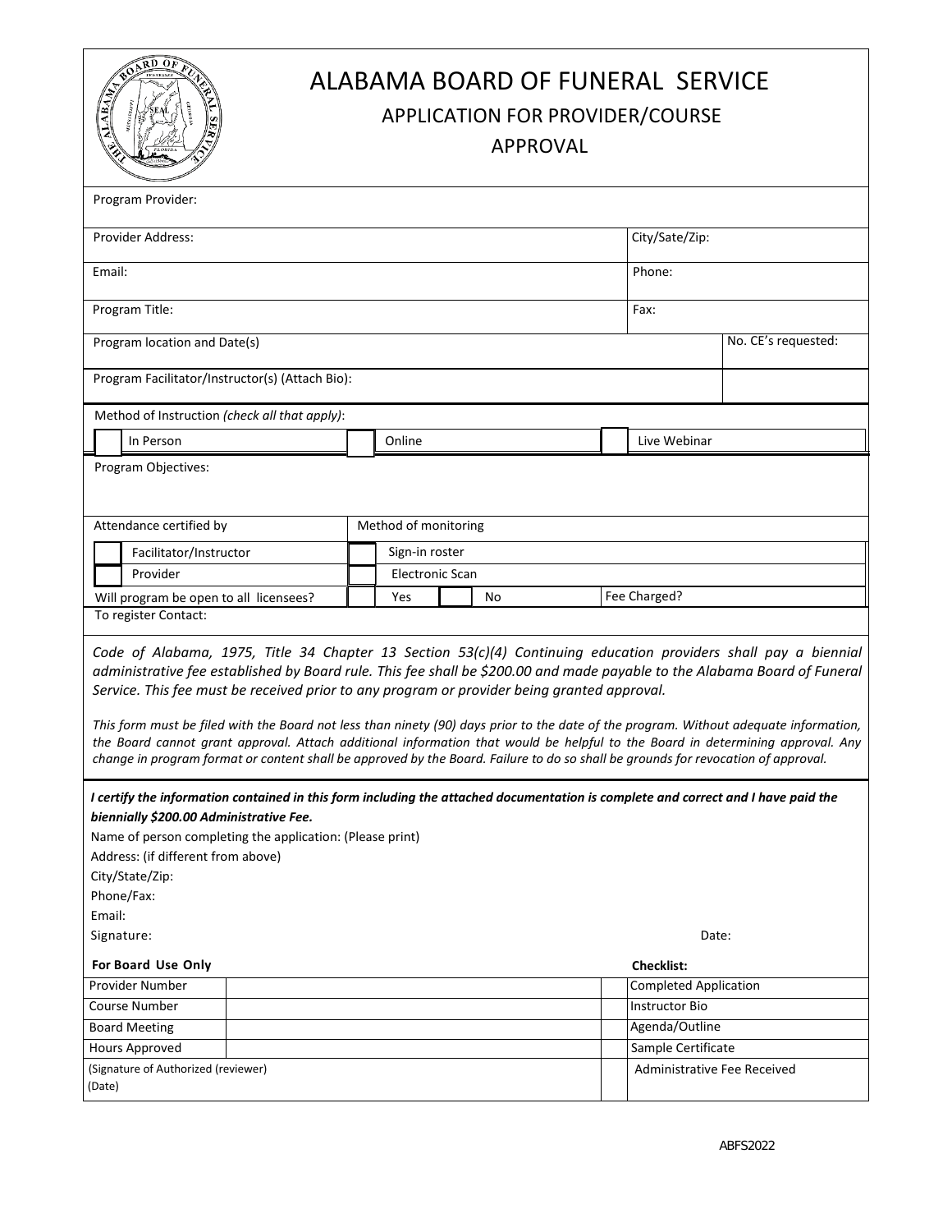# ALABAMA BOARD OF FUNERAL SERVICE

## APPLICATION FOR PROVIDER/COURSE APPROVAL

| | |
|---|---|
| Program Provider: | |
| Provider Address: | City/Sate/Zip: |
| Email: | Phone: |
| Program Title: | Fax: |
| Program location and Date(s) | No. CE's requested: |
| Program Facilitator/Instructor(s) (Attach Bio): | |

Method of Instruction *(check all that apply)*:

| | | | | | |
|---|---|---|---|---|---|
| ☐ | In Person | ☐ | Online | ☐ | Live Webinar |

Program Objectives:

| Attendance certified by | | Method of monitoring | | | |
|---|---|---|---|---|---|
| ☐ | Facilitator/Instructor | ☐ | Sign-in roster | | |
| ☐ | Provider | ☐ | Electronic Scan | | |
| Will program be open to all licensees? | | ☐ Yes | ☐ No | Fee Charged? | |

To register Contact:

*Code of Alabama, 1975, Title 34 Chapter 13 Section 53(c)(4) Continuing education providers shall pay a biennial administrative fee established by Board rule. This fee shall be $200.00 and made payable to the Alabama Board of Funeral Service. This fee must be received prior to any program or provider being granted approval.*

*This form must be filed with the Board not less than ninety (90) days prior to the date of the program. Without adequate information, the Board cannot grant approval. Attach additional information that would be helpful to the Board in determining approval. Any change in program format or content shall be approved by the Board. Failure to do so shall be grounds for revocation of approval.*

***I certify the information contained in this form including the attached documentation is complete and correct and I have paid the biennially $200.00 Administrative Fee.***

Name of person completing the application: (Please print)

Address: (if different from above)

City/State/Zip:

Phone/Fax:

Email:

Signature: Date:

| **For Board Use Only** | | | **Checklist:** |
|---|---|---|---|
| Provider Number | | ☐ | Completed Application |
| Course Number | | ☐ | Instructor Bio |
| Board Meeting | | ☐ | Agenda/Outline |
| Hours Approved | | ☐ | Sample Certificate |
| (Signature of Authorized (reviewer) (Date) | | ☐ | Administrative Fee Received |

ABFS2022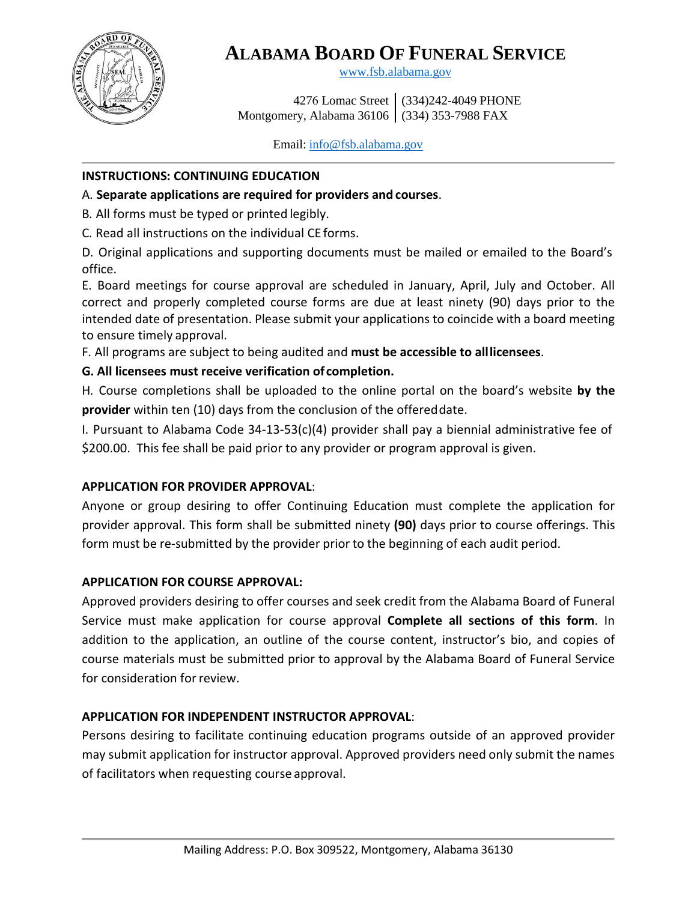# ALABAMA BOARD OF FUNERAL SERVICE

www.fsb.alabama.gov

4276 Lomac Street | (334)242-4049 PHONE
Montgomery, Alabama 36106 | (334) 353-7988 FAX

Email: info@fsb.alabama.gov

---

**INSTRUCTIONS: CONTINUING EDUCATION**

A. **Separate applications are required for providers and courses**.

B. All forms must be typed or printed legibly.

C. Read all instructions on the individual CE forms.

D. Original applications and supporting documents must be mailed or emailed to the Board's office.

E. Board meetings for course approval are scheduled in January, April, July and October. All correct and properly completed course forms are due at least ninety (90) days prior to the intended date of presentation. Please submit your applications to coincide with a board meeting to ensure timely approval.

F. All programs are subject to being audited and **must be accessible to all licensees**.

**G. All licensees must receive verification of completion.**

H. Course completions shall be uploaded to the online portal on the board's website **by the provider** within ten (10) days from the conclusion of the offered date.

I. Pursuant to Alabama Code 34-13-53(c)(4) provider shall pay a biennial administrative fee of $200.00. This fee shall be paid prior to any provider or program approval is given.

**APPLICATION FOR PROVIDER APPROVAL**:

Anyone or group desiring to offer Continuing Education must complete the application for provider approval. This form shall be submitted ninety **(90)** days prior to course offerings. This form must be re-submitted by the provider prior to the beginning of each audit period.

**APPLICATION FOR COURSE APPROVAL:**

Approved providers desiring to offer courses and seek credit from the Alabama Board of Funeral Service must make application for course approval **Complete all sections of this form**. In addition to the application, an outline of the course content, instructor's bio, and copies of course materials must be submitted prior to approval by the Alabama Board of Funeral Service for consideration for review.

**APPLICATION FOR INDEPENDENT INSTRUCTOR APPROVAL**:

Persons desiring to facilitate continuing education programs outside of an approved provider may submit application for instructor approval. Approved providers need only submit the names of facilitators when requesting course approval.

---

Mailing Address: P.O. Box 309522, Montgomery, Alabama 36130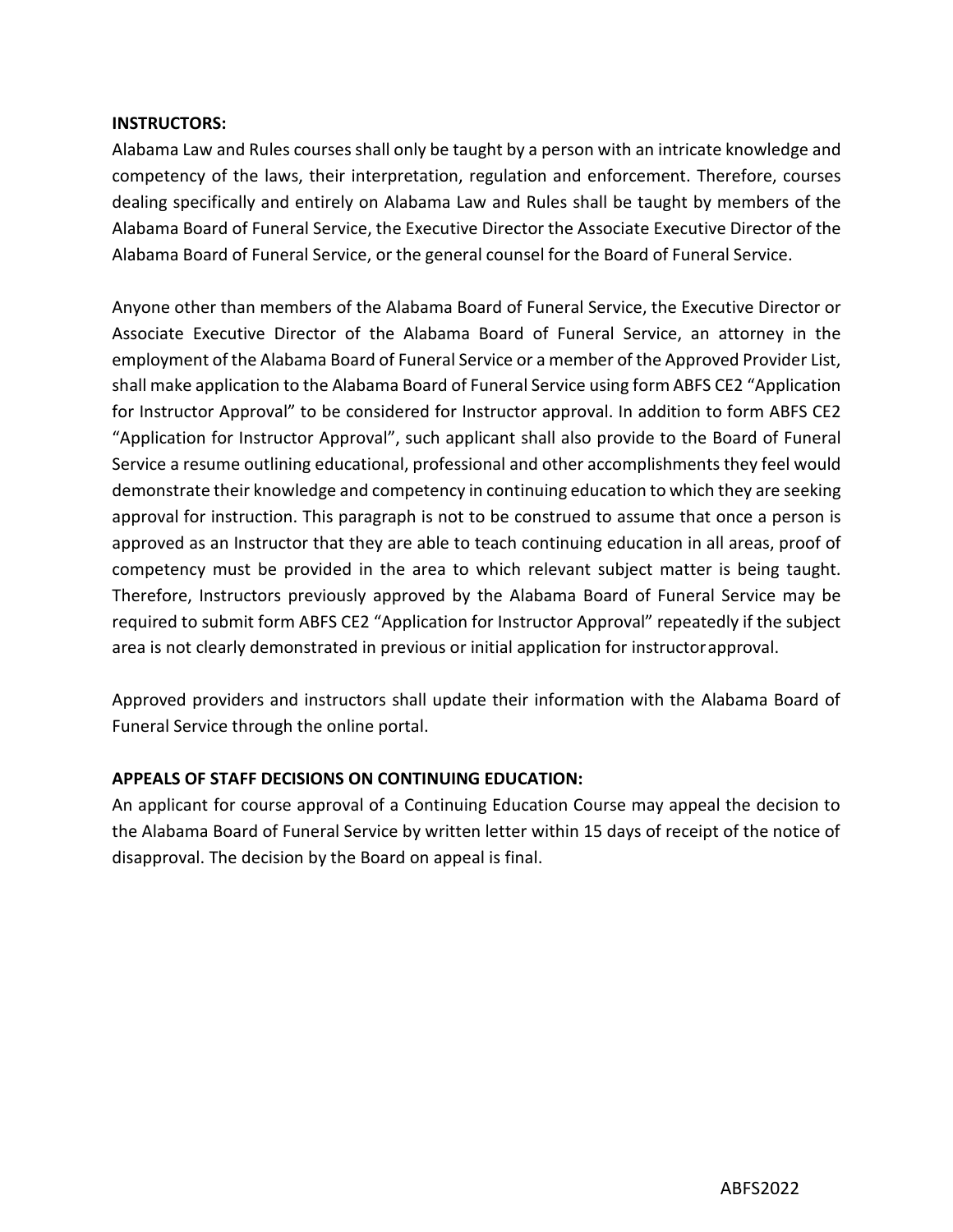**INSTRUCTORS:**

Alabama Law and Rules courses shall only be taught by a person with an intricate knowledge and competency of the laws, their interpretation, regulation and enforcement. Therefore, courses dealing specifically and entirely on Alabama Law and Rules shall be taught by members of the Alabama Board of Funeral Service, the Executive Director the Associate Executive Director of the Alabama Board of Funeral Service, or the general counsel for the Board of Funeral Service.

Anyone other than members of the Alabama Board of Funeral Service, the Executive Director or Associate Executive Director of the Alabama Board of Funeral Service, an attorney in the employment of the Alabama Board of Funeral Service or a member of the Approved Provider List, shall make application to the Alabama Board of Funeral Service using form ABFS CE2 "Application for Instructor Approval" to be considered for Instructor approval. In addition to form ABFS CE2 "Application for Instructor Approval", such applicant shall also provide to the Board of Funeral Service a resume outlining educational, professional and other accomplishments they feel would demonstrate their knowledge and competency in continuing education to which they are seeking approval for instruction. This paragraph is not to be construed to assume that once a person is approved as an Instructor that they are able to teach continuing education in all areas, proof of competency must be provided in the area to which relevant subject matter is being taught. Therefore, Instructors previously approved by the Alabama Board of Funeral Service may be required to submit form ABFS CE2 "Application for Instructor Approval" repeatedly if the subject area is not clearly demonstrated in previous or initial application for instructor approval.

Approved providers and instructors shall update their information with the Alabama Board of Funeral Service through the online portal.

**APPEALS OF STAFF DECISIONS ON CONTINUING EDUCATION:**

An applicant for course approval of a Continuing Education Course may appeal the decision to the Alabama Board of Funeral Service by written letter within 15 days of receipt of the notice of disapproval. The decision by the Board on appeal is final.